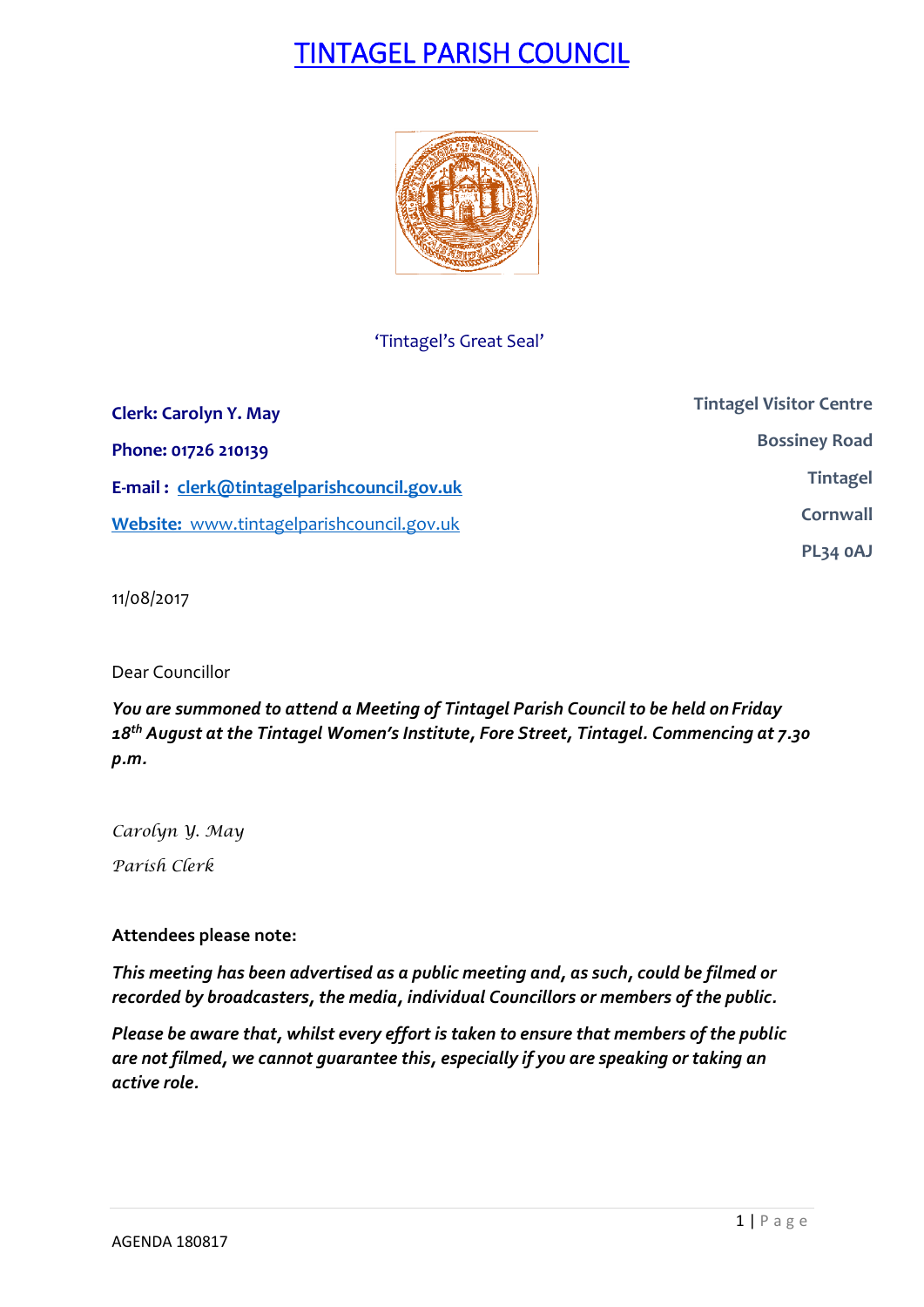# TINTAGEL PARISH COUNCIL

'Tintagel's Great Seal'

**Clerk: Carolyn Y. May**

**Phone: 01726 210139**

**E-mail : clerk@tintagelparishcouncil.gov.uk**

**Website:** www.tintagelparishcouncil.gov.uk

**Tintagel Visitor Centre**
**Bossiney Road**
**Tintagel**
**Cornwall**
**PL34 0AJ**

11/08/2017

Dear Councillor

***You are summoned to attend a Meeting of Tintagel Parish Council to be held on Friday 18th August at the Tintagel Women's Institute, Fore Street, Tintagel. Commencing at 7.30 p.m.***

*Carolyn Y. May*

*Parish Clerk*

**Attendees please note:**

***This meeting has been advertised as a public meeting and, as such, could be filmed or recorded by broadcasters, the media, individual Councillors or members of the public.***

***Please be aware that, whilst every effort is taken to ensure that members of the public are not filmed, we cannot guarantee this, especially if you are speaking or taking an active role.***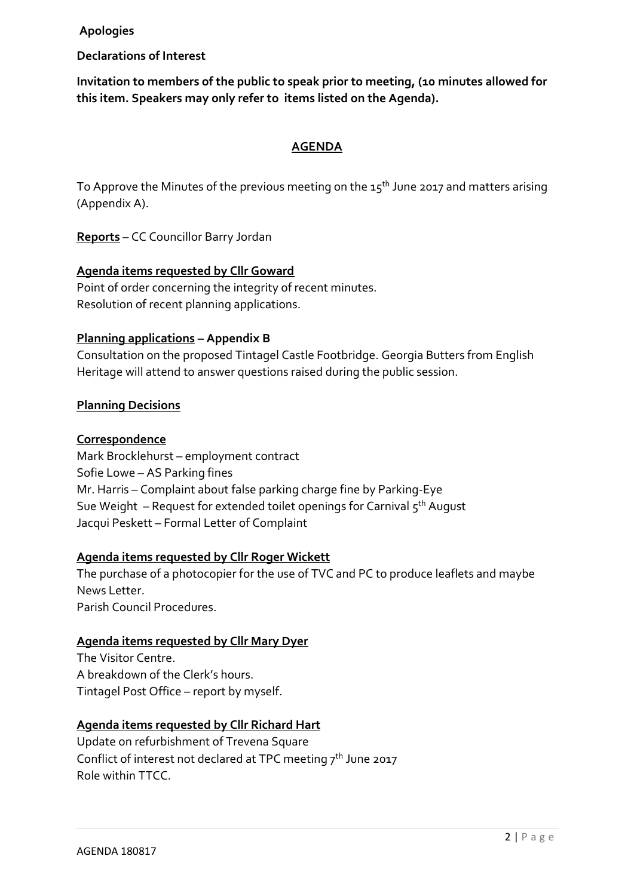**Apologies**

**Declarations of Interest**

**Invitation to members of the public to speak prior to meeting, (10 minutes allowed for this item. Speakers may only refer to items listed on the Agenda).**

## AGENDA

To Approve the Minutes of the previous meeting on the 15th June 2017 and matters arising (Appendix A).

**Reports** – CC Councillor Barry Jordan

**Agenda items requested by Cllr Goward**

Point of order concerning the integrity of recent minutes.
Resolution of recent planning applications.

**Planning applications – Appendix B**

Consultation on the proposed Tintagel Castle Footbridge. Georgia Butters from English Heritage will attend to answer questions raised during the public session.

**Planning Decisions**

**Correspondence**

Mark Brocklehurst – employment contract
Sofie Lowe – AS Parking fines
Mr. Harris – Complaint about false parking charge fine by Parking-Eye
Sue Weight – Request for extended toilet openings for Carnival 5th August
Jacqui Peskett – Formal Letter of Complaint

**Agenda items requested by Cllr Roger Wickett**

The purchase of a photocopier for the use of TVC and PC to produce leaflets and maybe News Letter.
Parish Council Procedures.

**Agenda items requested by Cllr Mary Dyer**

The Visitor Centre.
A breakdown of the Clerk's hours.
Tintagel Post Office – report by myself.

**Agenda items requested by Cllr Richard Hart**

Update on refurbishment of Trevena Square
Conflict of interest not declared at TPC meeting 7th June 2017
Role within TTCC.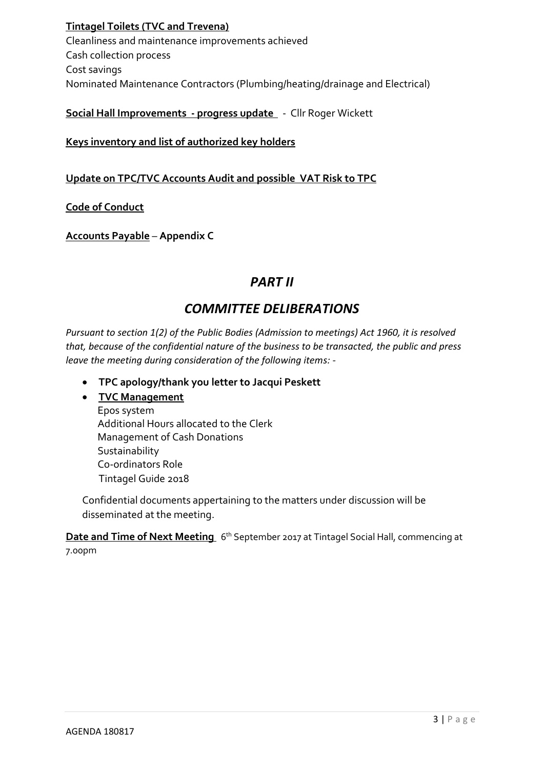**Tintagel Toilets (TVC and Trevena)**
Cleanliness and maintenance improvements achieved
Cash collection process
Cost savings
Nominated Maintenance Contractors (Plumbing/heating/drainage and Electrical)

**Social Hall Improvements - progress update** - Cllr Roger Wickett

**Keys inventory and list of authorized key holders**

**Update on TPC/TVC Accounts Audit and possible VAT Risk to TPC**

**Code of Conduct**

**Accounts Payable – Appendix C**

## *PART II*

## *COMMITTEE DELIBERATIONS*

*Pursuant to section 1(2) of the Public Bodies (Admission to meetings) Act 1960, it is resolved that, because of the confidential nature of the business to be transacted, the public and press leave the meeting during consideration of the following items: -*

- **TPC apology/thank you letter to Jacqui Peskett**
- **TVC Management**
  Epos system
  Additional Hours allocated to the Clerk
  Management of Cash Donations
  Sustainability
  Co-ordinators Role
  Tintagel Guide 2018

Confidential documents appertaining to the matters under discussion will be disseminated at the meeting.

**Date and Time of Next Meeting** 6th September 2017 at Tintagel Social Hall, commencing at 7.00pm